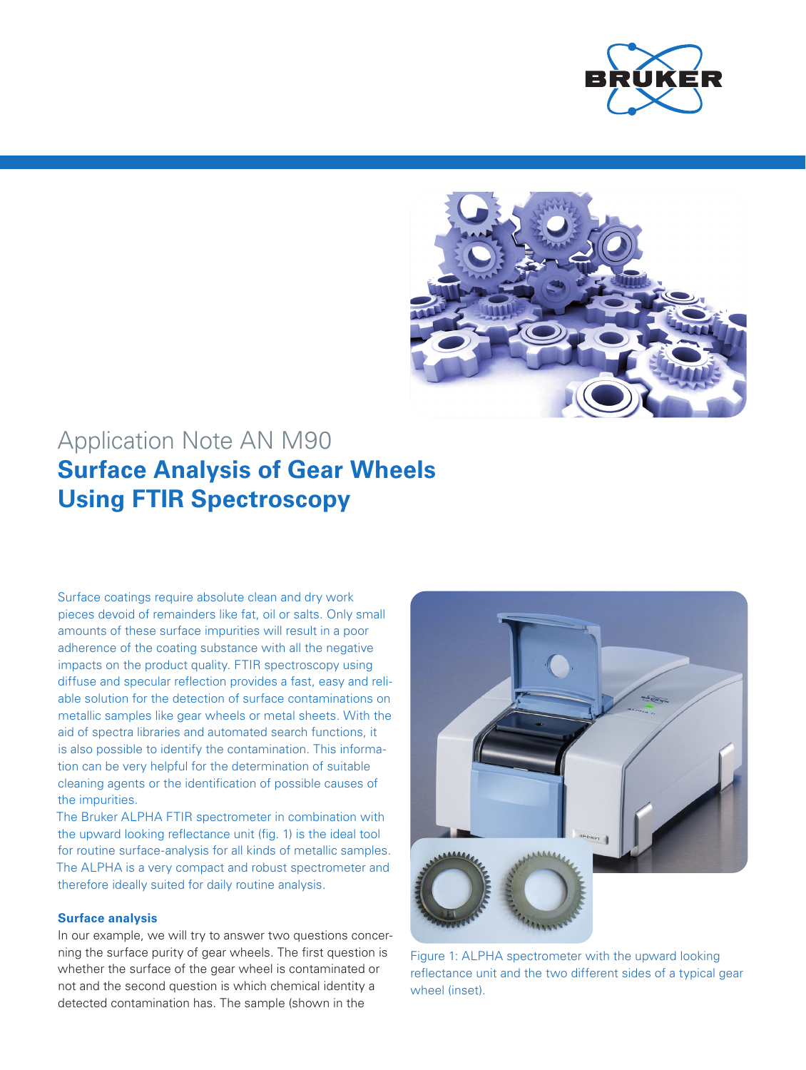Application Note AN M90

# Surface Analysis of Gear Wheels Using FTIR Spectroscopy

Surface coatings require absolute clean and dry work pieces devoid of remainders like fat, oil or salts. Only small amounts of these surface impurities will result in a poor adherence of the coating substance with all the negative impacts on the product quality. FTIR spectroscopy using diffuse and specular reflection provides a fast, easy and reliable solution for the detection of surface contaminations on metallic samples like gear wheels or metal sheets. With the aid of spectra libraries and automated search functions, it is also possible to identify the contamination. This information can be very helpful for the determination of suitable cleaning agents or the identification of possible causes of the impurities.

The Bruker ALPHA FTIR spectrometer in combination with the upward looking reflectance unit (fig. 1) is the ideal tool for routine surface-analysis for all kinds of metallic samples. The ALPHA is a very compact and robust spectrometer and therefore ideally suited for daily routine analysis.

### Surface analysis

In our example, we will try to answer two questions concerning the surface purity of gear wheels. The first question is whether the surface of the gear wheel is contaminated or not and the second question is which chemical identity a detected contamination has. The sample (shown in the

Figure 1: ALPHA spectrometer with the upward looking reflectance unit and the two different sides of a typical gear wheel (inset).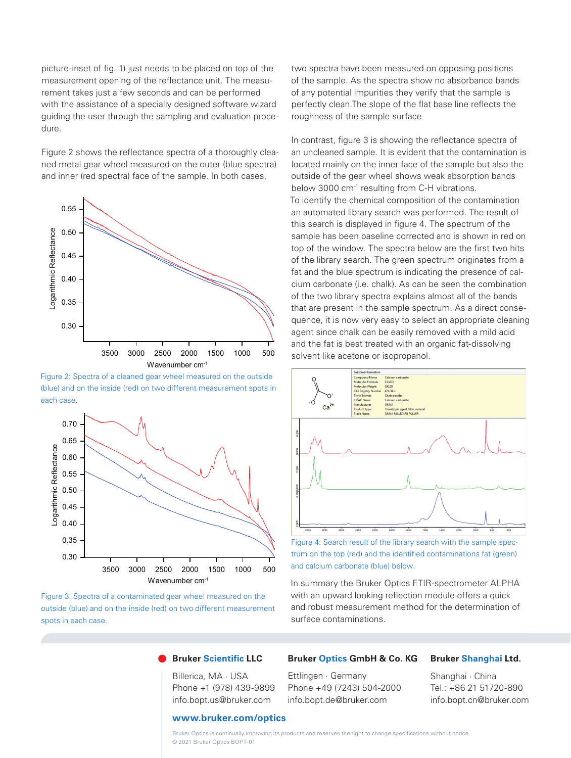picture-inset of fig. 1) just needs to be placed on top of the measurement opening of the reflectance unit. The measurement takes just a few seconds and can be performed with the assistance of a specially designed software wizard guiding the user through the sampling and evaluation procedure.

Figure 2 shows the reflectance spectra of a thoroughly cleaned metal gear wheel measured on the outer (blue spectra) and inner (red spectra) face of the sample. In both cases, two spectra have been measured on opposing positions of the sample. As the spectra show no absorbance bands of any potential impurities they verify that the sample is perfectly clean.The slope of the flat base line reflects the roughness of the sample surface

Logarithmic Reflectance
0.55
0.50
0.45
0.40
0.35
0.30
3500 3000 2500 2000 1500 1000 500
Wavenumber cm$^{-1}$

Figure 2: Spectra of a cleaned gear wheel measured on the outside (blue) and on the inside (red) on two different measurement spots in each case.

In contrast, figure 3 is showing the reflectance spectra of an uncleaned sample. It is evident that the contamination is located mainly on the inner face of the sample but also the outside of the gear wheel shows weak absorption bands below 3000 cm$^{-1}$ resulting from C-H vibrations.

To identify the chemical composition of the contamination an automated library search was performed. The result of this search is displayed in figure 4. The spectrum of the sample has been baseline corrected and is shown in red on top of the window. The spectra below are the first two hits of the library search. The green spectrum originates from a fat and the blue spectrum is indicating the presence of calcium carbonate (i.e. chalk). As can be seen the combination of the two library spectra explains almost all of the bands that are present in the sample spectrum. As a direct consequence, it is now very easy to select an appropriate cleaning agent since chalk can be easily removed with a mild acid and the fat is best treated with an organic fat-dissolving solvent like acetone or isopropanol.

Logarithmic Reflectance
0.70
0.65
0.60
0.55
0.50
0.45
0.40
0.35
0.30
3500 3000 2500 2000 1500 1000 500
Wavenumber cm$^{-1}$

Figure 3: Spectra of a contaminated gear wheel measured on the outside (blue) and on the inside (red) on two different measurement spots in each case.

Substanzinformation
Compound Name: Calcium carbonate
Molecular Formula: CCaO3
Molecular Weight: 100.09
CAS Registry Number: 471-34-1
Trivial Names: Chalk powder
IUPAC Name: Calcium carbonate
Manufacturer: OMYA
Product Type: Thixotropic agent, filler material
Trade Name: OMYA MILLICARB PULVER

Figure 4: Search result of the library search with the sample spectrum on the top (red) and the identified contaminations fat (green) and calcium carbonate (blue) below.

In summary the Bruker Optics FTIR-spectrometer ALPHA with an upward looking reflection module offers a quick and robust measurement method for the determination of surface contaminations.

**Bruker Scientific LLC**
Billerica, MA · USA
Phone +1 (978) 439-9899
info.bopt.us@bruker.com

**Bruker Optics GmbH & Co. KG**
Ettlingen · Germany
Phone +49 (7243) 504-2000
info.bopt.de@bruker.com

**Bruker Shanghai Ltd.**
Shanghai · China
Tel.: +86 21 51720-890
info.bopt.cn@bruker.com

**www.bruker.com/optics**

Bruker Optics is continually improving its products and reserves the right to change specifications without notice.
© 2021 Bruker Optics BOPT-01